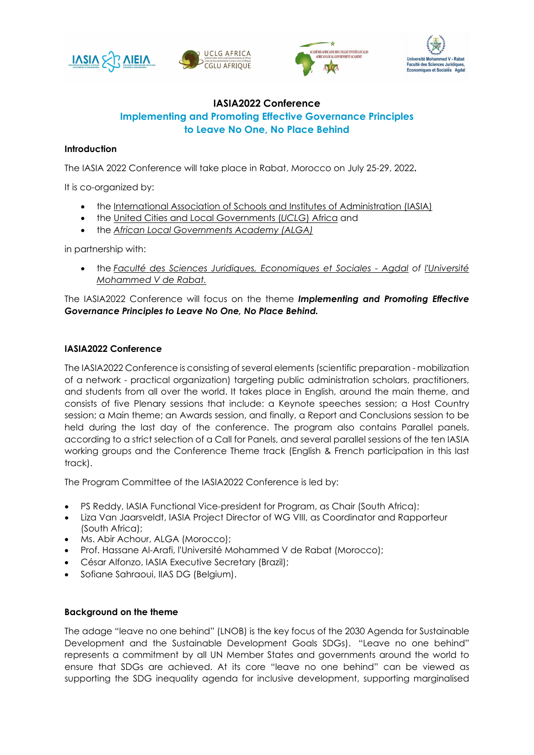# IASIA2022 Conference

## Implementing and Promoting Effective Governance Principles to Leave No One, No Place Behind

### Introduction

The IASIA 2022 Conference will take place in Rabat, Morocco on July 25-29, 2022**.**

It is co-organized by:

- the International Association of Schools and Institutes of Administration (IASIA)
- the United Cities and Local Governments (*UCLG*) Africa and
- the *African Local Governments Academy (ALGA)*

in partnership with:

- the *Faculté des Sciences Juridiques, Economiques et Sociales - Agdal of l'Université Mohammed V de Rabat.*

The IASIA2022 Conference will focus on the theme ***Implementing and Promoting Effective Governance Principles to Leave No One, No Place Behind.***

### IASIA2022 Conference

The IASIA2022 Conference is consisting of several elements (scientific preparation - mobilization of a network - practical organization) targeting public administration scholars, practitioners, and students from all over the world. It takes place in English, around the main theme, and consists of five Plenary sessions that include: a Keynote speeches session; a Host Country session; a Main theme; an Awards session, and finally, a Report and Conclusions session to be held during the last day of the conference. The program also contains Parallel panels, according to a strict selection of a Call for Panels, and several parallel sessions of the ten IASIA working groups and the Conference Theme track (English & French participation in this last track).

The Program Committee of the IASIA2022 Conference is led by:

- PS Reddy, IASIA Functional Vice-president for Program, as Chair (South Africa);
- Liza Van Jaarsveldt, IASIA Project Director of WG VIII, as Coordinator and Rapporteur (South Africa);
- Ms. Abir Achour, ALGA (Morocco);
- Prof. Hassane Al-Arafi, l'Université Mohammed V de Rabat (Morocco);
- César Alfonzo, IASIA Executive Secretary (Brazil);
- Sofiane Sahraoui, IIAS DG (Belgium).

### Background on the theme

The adage "leave no one behind" (LNOB) is the key focus of the 2030 Agenda for Sustainable Development and the Sustainable Development Goals SDGs). "Leave no one behind" represents a commitment by all UN Member States and governments around the world to ensure that SDGs are achieved. At its core "leave no one behind" can be viewed as supporting the SDG inequality agenda for inclusive development, supporting marginalised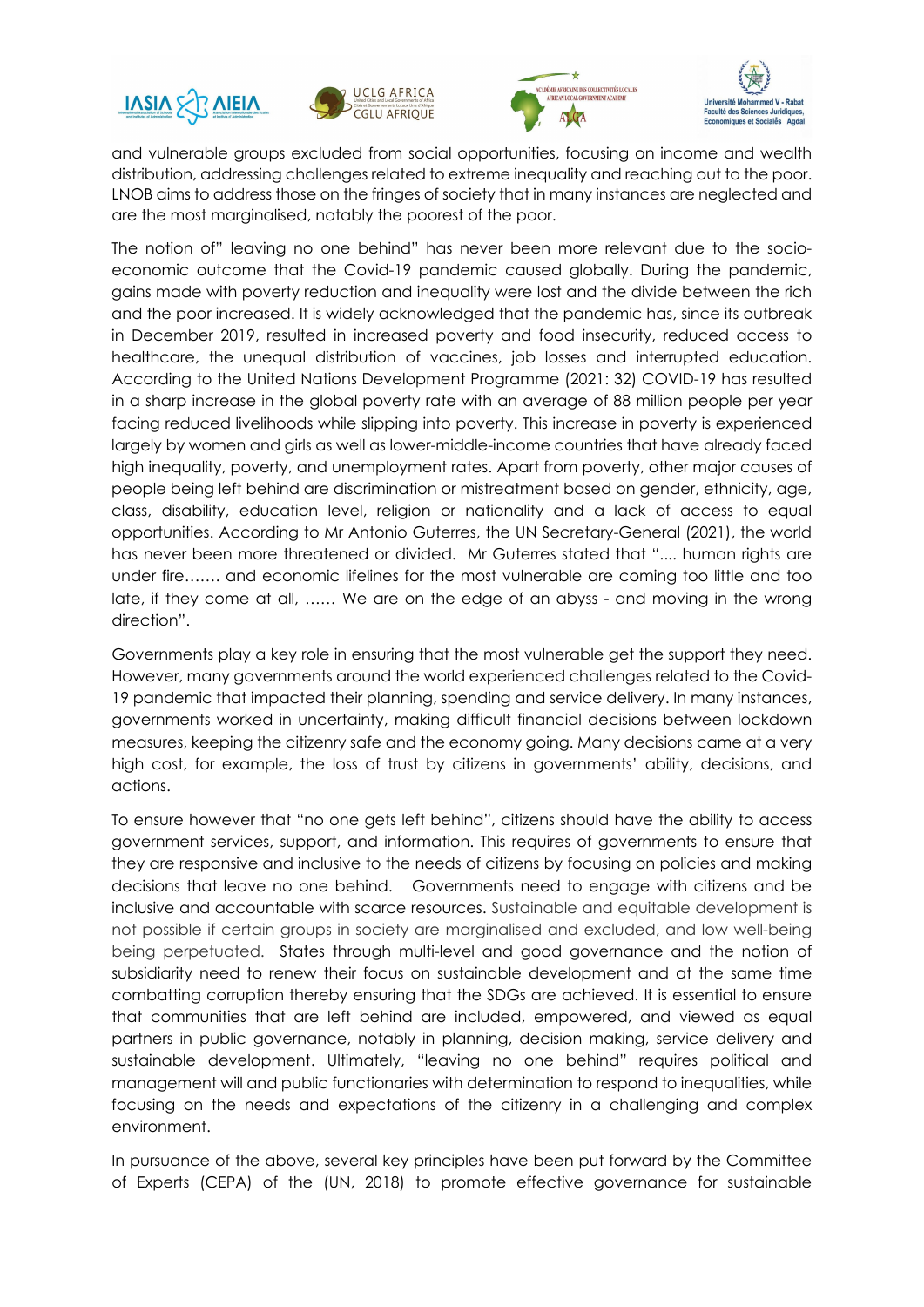and vulnerable groups excluded from social opportunities, focusing on income and wealth distribution, addressing challenges related to extreme inequality and reaching out to the poor. LNOB aims to address those on the fringes of society that in many instances are neglected and are the most marginalised, notably the poorest of the poor.

The notion of" leaving no one behind" has never been more relevant due to the socio-economic outcome that the Covid-19 pandemic caused globally. During the pandemic, gains made with poverty reduction and inequality were lost and the divide between the rich and the poor increased. It is widely acknowledged that the pandemic has, since its outbreak in December 2019, resulted in increased poverty and food insecurity, reduced access to healthcare, the unequal distribution of vaccines, job losses and interrupted education. According to the United Nations Development Programme (2021: 32) COVID-19 has resulted in a sharp increase in the global poverty rate with an average of 88 million people per year facing reduced livelihoods while slipping into poverty. This increase in poverty is experienced largely by women and girls as well as lower-middle-income countries that have already faced high inequality, poverty, and unemployment rates. Apart from poverty, other major causes of people being left behind are discrimination or mistreatment based on gender, ethnicity, age, class, disability, education level, religion or nationality and a lack of access to equal opportunities. According to Mr Antonio Guterres, the UN Secretary-General (2021), the world has never been more threatened or divided. Mr Guterres stated that ".... human rights are under fire……. and economic lifelines for the most vulnerable are coming too little and too late, if they come at all, …… We are on the edge of an abyss - and moving in the wrong direction".

Governments play a key role in ensuring that the most vulnerable get the support they need. However, many governments around the world experienced challenges related to the Covid-19 pandemic that impacted their planning, spending and service delivery. In many instances, governments worked in uncertainty, making difficult financial decisions between lockdown measures, keeping the citizenry safe and the economy going. Many decisions came at a very high cost, for example, the loss of trust by citizens in governments' ability, decisions, and actions.

To ensure however that "no one gets left behind", citizens should have the ability to access government services, support, and information. This requires of governments to ensure that they are responsive and inclusive to the needs of citizens by focusing on policies and making decisions that leave no one behind. Governments need to engage with citizens and be inclusive and accountable with scarce resources. Sustainable and equitable development is not possible if certain groups in society are marginalised and excluded, and low well-being being perpetuated. States through multi-level and good governance and the notion of subsidiarity need to renew their focus on sustainable development and at the same time combatting corruption thereby ensuring that the SDGs are achieved. It is essential to ensure that communities that are left behind are included, empowered, and viewed as equal partners in public governance, notably in planning, decision making, service delivery and sustainable development. Ultimately, "leaving no one behind" requires political and management will and public functionaries with determination to respond to inequalities, while focusing on the needs and expectations of the citizenry in a challenging and complex environment.

In pursuance of the above, several key principles have been put forward by the Committee of Experts (CEPA) of the (UN, 2018) to promote effective governance for sustainable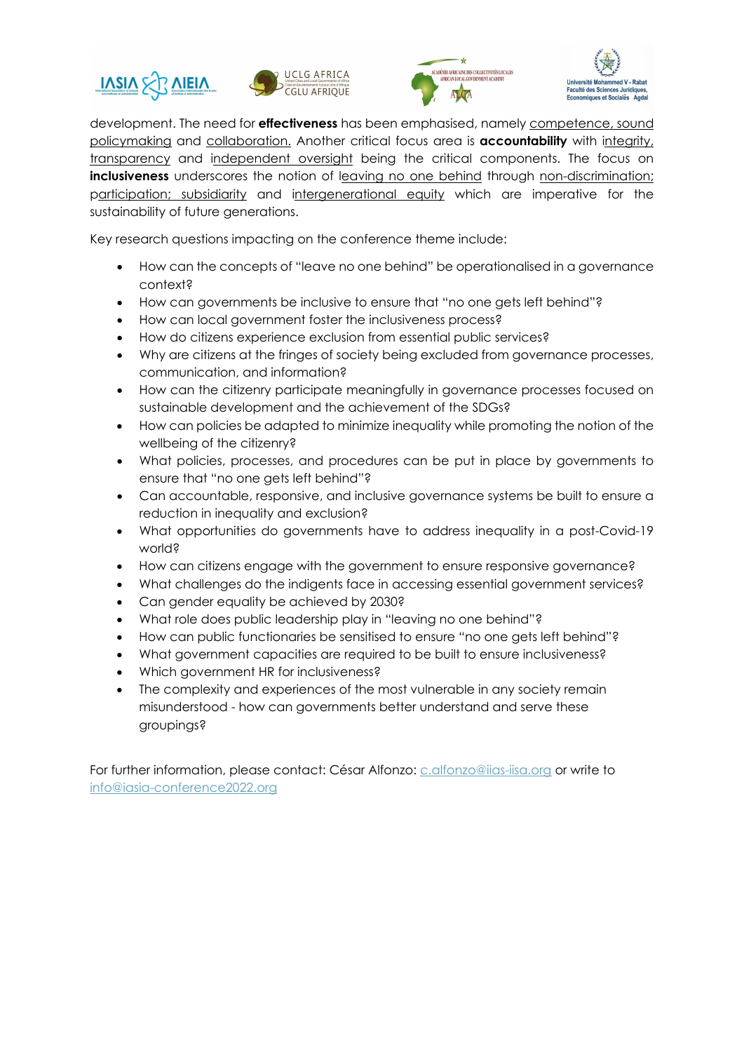development. The need for **effectiveness** has been emphasised, namely competence, sound policymaking and collaboration. Another critical focus area is **accountability** with integrity, transparency and independent oversight being the critical components. The focus on **inclusiveness** underscores the notion of leaving no one behind through non-discrimination; participation; subsidiarity and intergenerational equity which are imperative for the sustainability of future generations.

Key research questions impacting on the conference theme include:

- How can the concepts of "leave no one behind" be operationalised in a governance context?
- How can governments be inclusive to ensure that "no one gets left behind"?
- How can local government foster the inclusiveness process?
- How do citizens experience exclusion from essential public services?
- Why are citizens at the fringes of society being excluded from governance processes, communication, and information?
- How can the citizenry participate meaningfully in governance processes focused on sustainable development and the achievement of the SDGs?
- How can policies be adapted to minimize inequality while promoting the notion of the wellbeing of the citizenry?
- What policies, processes, and procedures can be put in place by governments to ensure that "no one gets left behind"?
- Can accountable, responsive, and inclusive governance systems be built to ensure a reduction in inequality and exclusion?
- What opportunities do governments have to address inequality in a post-Covid-19 world?
- How can citizens engage with the government to ensure responsive governance?
- What challenges do the indigents face in accessing essential government services?
- Can gender equality be achieved by 2030?
- What role does public leadership play in "leaving no one behind"?
- How can public functionaries be sensitised to ensure "no one gets left behind"?
- What government capacities are required to be built to ensure inclusiveness?
- Which government HR for inclusiveness?
- The complexity and experiences of the most vulnerable in any society remain misunderstood - how can governments better understand and serve these groupings?

For further information, please contact: César Alfonzo: c.alfonzo@iias-iisa.org or write to info@iasia-conference2022.org